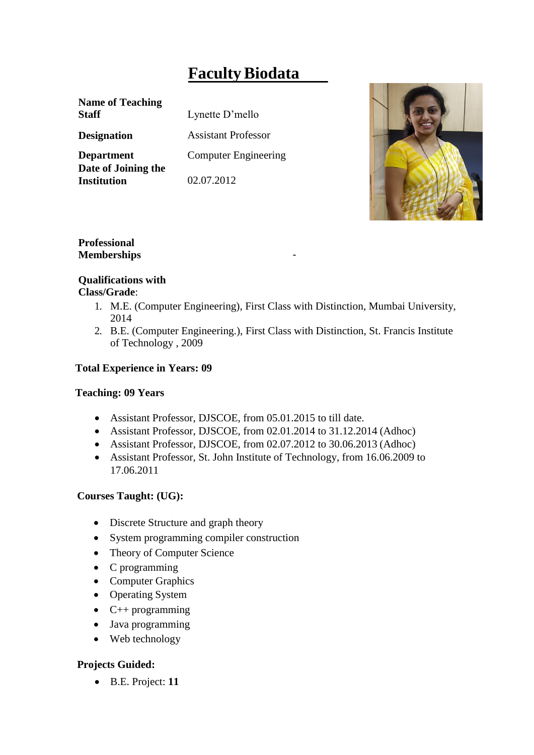# Faculty Biodata

| | |
|---|---|
| **Name of Teaching Staff** | Lynette D'mello |
| **Designation** | Assistant Professor |
| **Department** | Computer Engineering |
| **Date of Joining the Institution** | 02.07.2012 |

**Professional Memberships** -

**Qualifications with Class/Grade**:

1. M.E. (Computer Engineering), First Class with Distinction, Mumbai University, 2014
2. B.E. (Computer Engineering.), First Class with Distinction, St. Francis Institute of Technology , 2009

**Total Experience in Years: 09**

**Teaching: 09 Years**

- Assistant Professor, DJSCOE, from 05.01.2015 to till date.
- Assistant Professor, DJSCOE, from 02.01.2014 to 31.12.2014 (Adhoc)
- Assistant Professor, DJSCOE, from 02.07.2012 to 30.06.2013 (Adhoc)
- Assistant Professor, St. John Institute of Technology, from 16.06.2009 to 17.06.2011

**Courses Taught: (UG):**

- Discrete Structure and graph theory
- System programming compiler construction
- Theory of Computer Science
- C programming
- Computer Graphics
- Operating System
- C++ programming
- Java programming
- Web technology

**Projects Guided:**

- B.E. Project: **11**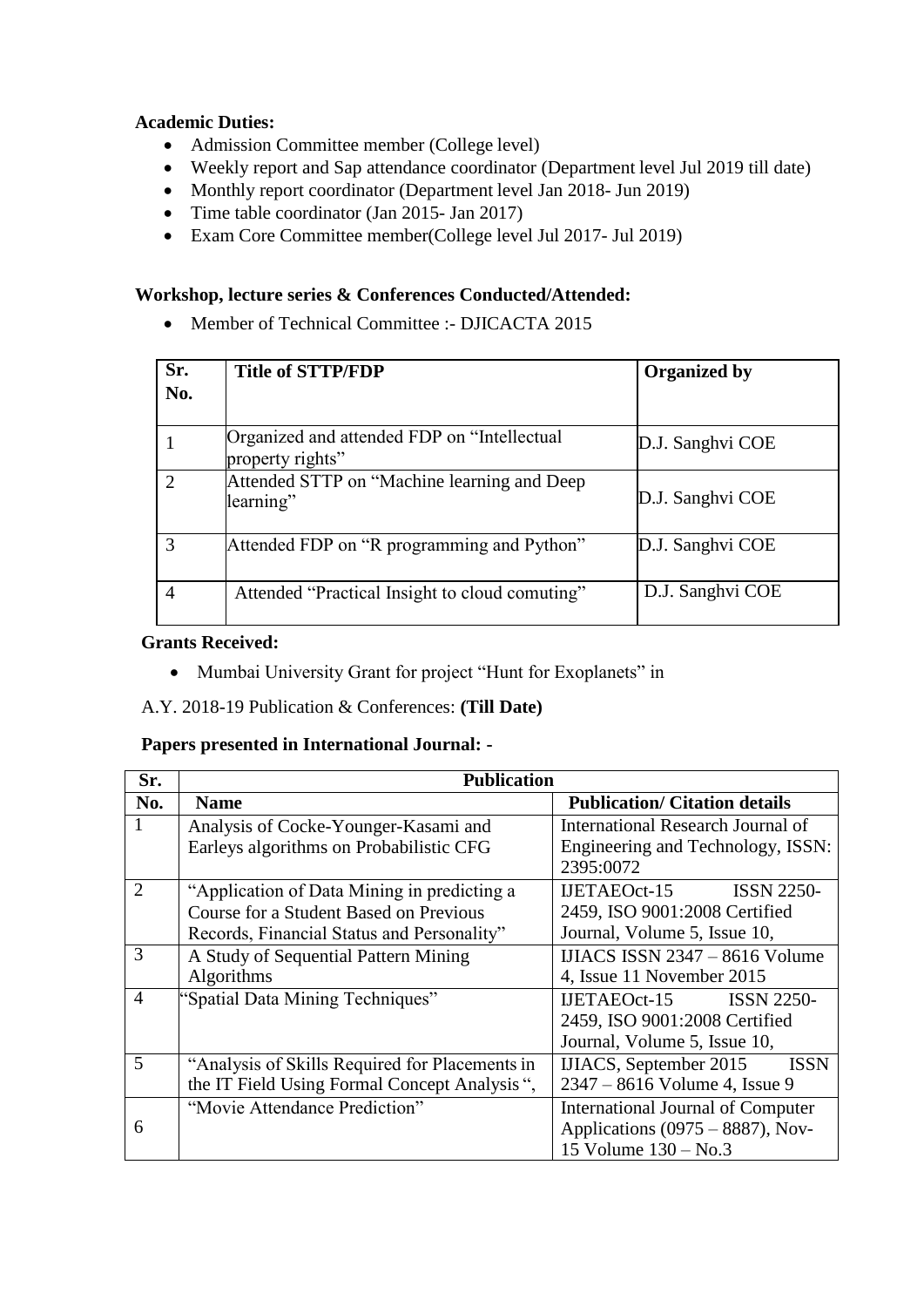**Academic Duties:**

- Admission Committee member (College level)
- Weekly report and Sap attendance coordinator (Department level Jul 2019 till date)
- Monthly report coordinator (Department level Jan 2018- Jun 2019)
- Time table coordinator (Jan 2015- Jan 2017)
- Exam Core Committee member(College level Jul 2017- Jul 2019)

**Workshop, lecture series & Conferences Conducted/Attended:**

- Member of Technical Committee :- DJICACTA 2015

| Sr. No. | Title of STTP/FDP | Organized by |
|---|---|---|
| 1 | Organized and attended FDP on "Intellectual property rights" | D.J. Sanghvi COE |
| 2 | Attended STTP on "Machine learning and Deep learning" | D.J. Sanghvi COE |
| 3 | Attended FDP on "R programming and Python" | D.J. Sanghvi COE |
| 4 | Attended "Practical Insight to cloud comuting" | D.J. Sanghvi COE |

**Grants Received:**

- Mumbai University Grant for project "Hunt for Exoplanets" in

A.Y. 2018-19 Publication & Conferences: **(Till Date)**

**Papers presented in International Journal: -**

| Sr. | Publication | |
|---|---|---|
| No. | Name | Publication/ Citation details |
| 1 | Analysis of Cocke-Younger-Kasami and Earleys algorithms on Probabilistic CFG | International Research Journal of Engineering and Technology, ISSN: 2395:0072 |
| 2 | "Application of Data Mining in predicting a Course for a Student Based on Previous Records, Financial Status and Personality" | IJETAEOct-15 ISSN 2250-2459, ISO 9001:2008 Certified Journal, Volume 5, Issue 10, |
| 3 | A Study of Sequential Pattern Mining Algorithms | IJIACS ISSN 2347 – 8616 Volume 4, Issue 11 November 2015 |
| 4 | "Spatial Data Mining Techniques" | IJETAEOct-15 ISSN 2250-2459, ISO 9001:2008 Certified Journal, Volume 5, Issue 10, |
| 5 | "Analysis of Skills Required for Placements in the IT Field Using Formal Concept Analysis ", | IJIACS, September 2015 ISSN 2347 – 8616 Volume 4, Issue 9 |
| 6 | "Movie Attendance Prediction" | International Journal of Computer Applications (0975 – 8887), Nov-15 Volume 130 – No.3 |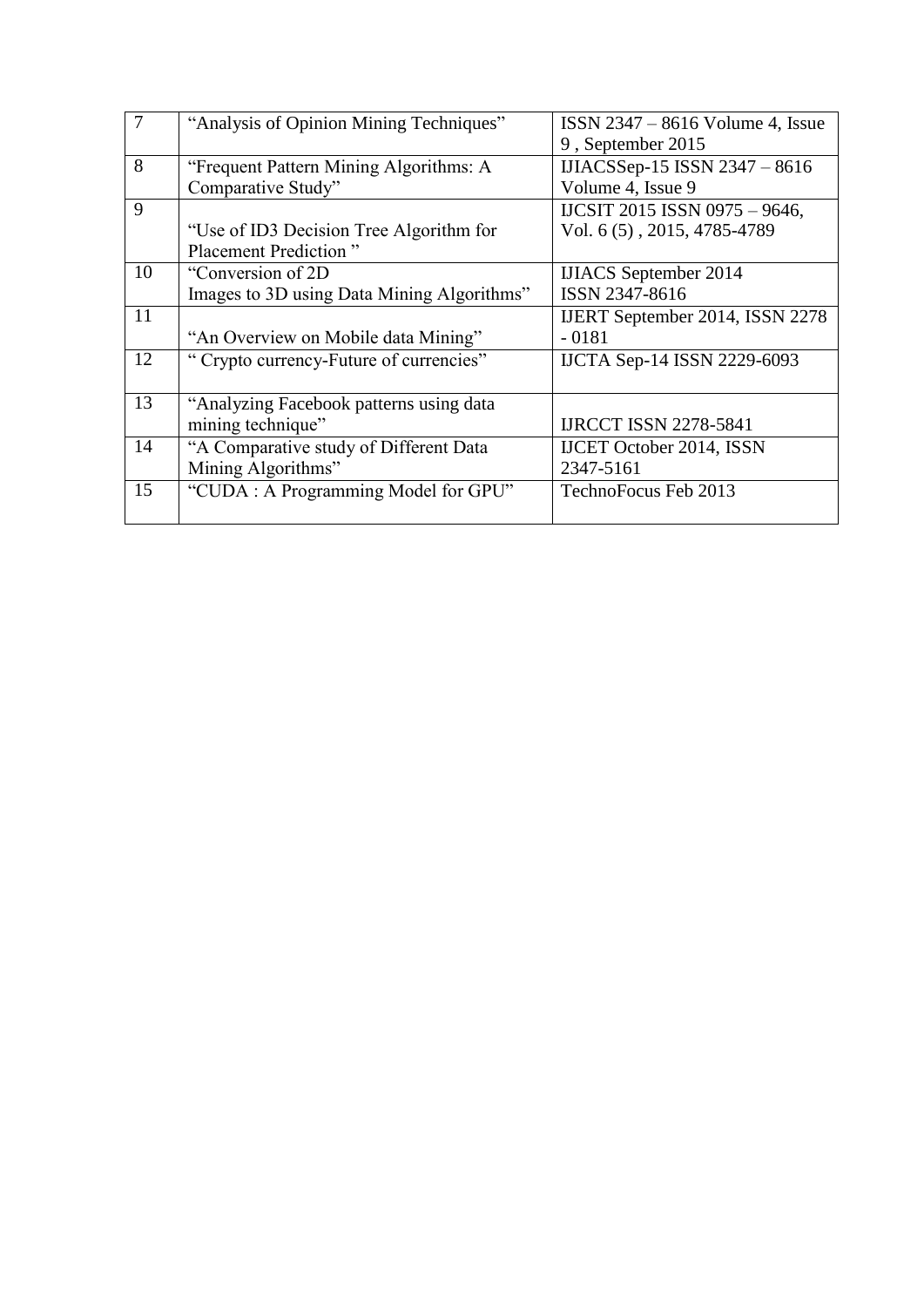| | | |
|---|---|---|
| 7 | "Analysis of Opinion Mining Techniques" | ISSN 2347 – 8616 Volume 4, Issue 9 , September 2015 |
| 8 | "Frequent Pattern Mining Algorithms: A Comparative Study" | IJIACSSep-15 ISSN 2347 – 8616 Volume 4, Issue 9 |
| 9 | "Use of ID3 Decision Tree Algorithm for Placement Prediction " | IJCSIT 2015 ISSN 0975 – 9646, Vol. 6 (5) , 2015, 4785-4789 |
| 10 | "Conversion of 2D Images to 3D using Data Mining Algorithms" | IJIACS September 2014 ISSN 2347-8616 |
| 11 | "An Overview on Mobile data Mining" | IJERT September 2014, ISSN 2278 - 0181 |
| 12 | " Crypto currency-Future of currencies" | IJCTA Sep-14 ISSN 2229-6093 |
| 13 | "Analyzing Facebook patterns using data mining technique" | IJRCCT ISSN 2278-5841 |
| 14 | "A Comparative study of Different Data Mining Algorithms" | IJCET October 2014, ISSN 2347-5161 |
| 15 | "CUDA : A Programming Model for GPU" | TechnoFocus Feb 2013 |